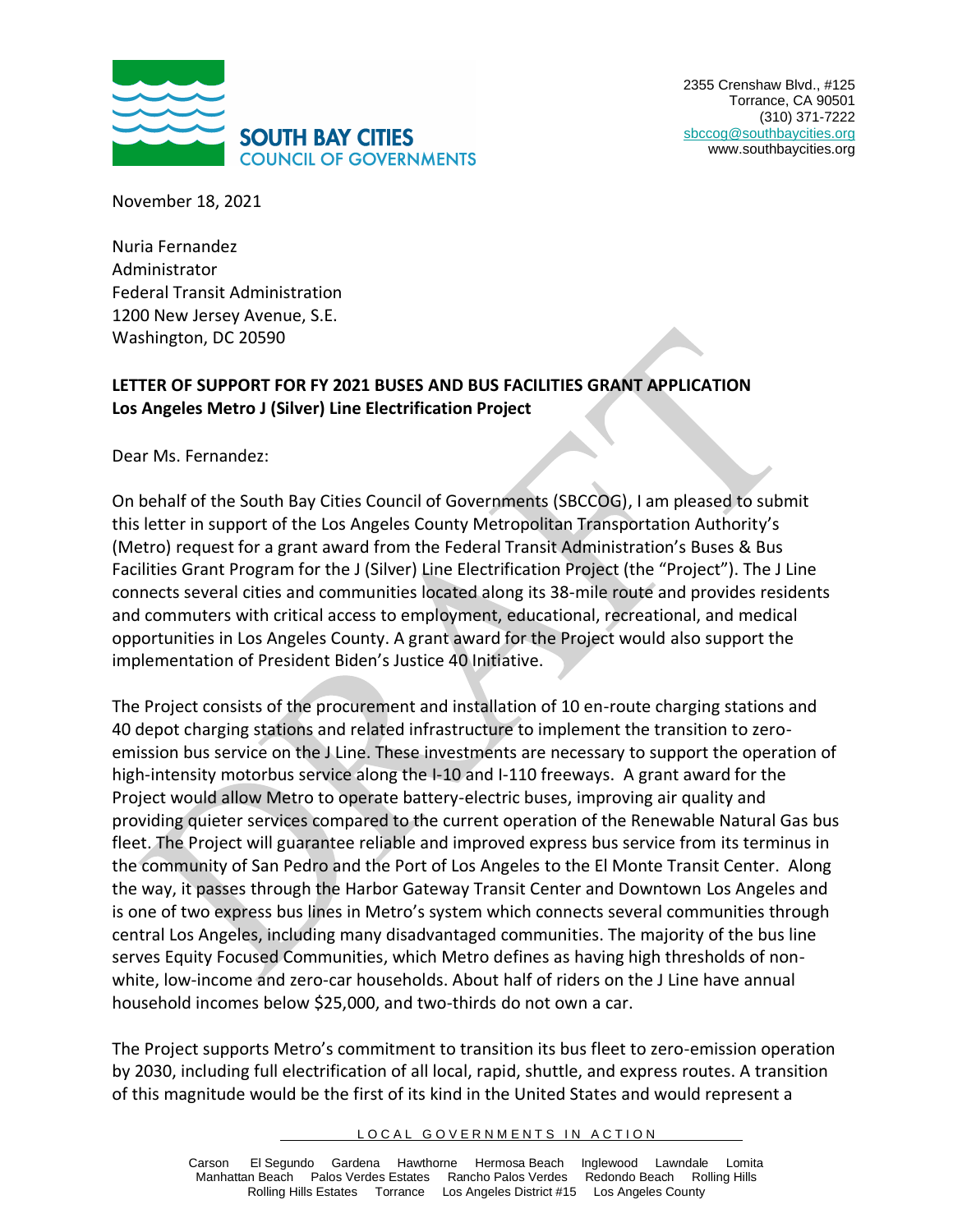**SOUTH BAY CITIES**
**COUNCIL OF GOVERNMENTS**

2355 Crenshaw Blvd., #125
Torrance, CA 90501
(310) 371-7222
sbccog@southbaycities.org
www.southbaycities.org

November 18, 2021

Nuria Fernandez
Administrator
Federal Transit Administration
1200 New Jersey Avenue, S.E.
Washington, DC 20590

**LETTER OF SUPPORT FOR FY 2021 BUSES AND BUS FACILITIES GRANT APPLICATION**
**Los Angeles Metro J (Silver) Line Electrification Project**

Dear Ms. Fernandez:

On behalf of the South Bay Cities Council of Governments (SBCCOG), I am pleased to submit this letter in support of the Los Angeles County Metropolitan Transportation Authority's (Metro) request for a grant award from the Federal Transit Administration's Buses & Bus Facilities Grant Program for the J (Silver) Line Electrification Project (the "Project"). The J Line connects several cities and communities located along its 38-mile route and provides residents and commuters with critical access to employment, educational, recreational, and medical opportunities in Los Angeles County. A grant award for the Project would also support the implementation of President Biden's Justice 40 Initiative.

The Project consists of the procurement and installation of 10 en-route charging stations and 40 depot charging stations and related infrastructure to implement the transition to zero-emission bus service on the J Line. These investments are necessary to support the operation of high-intensity motorbus service along the I-10 and I-110 freeways. A grant award for the Project would allow Metro to operate battery-electric buses, improving air quality and providing quieter services compared to the current operation of the Renewable Natural Gas bus fleet. The Project will guarantee reliable and improved express bus service from its terminus in the community of San Pedro and the Port of Los Angeles to the El Monte Transit Center. Along the way, it passes through the Harbor Gateway Transit Center and Downtown Los Angeles and is one of two express bus lines in Metro's system which connects several communities through central Los Angeles, including many disadvantaged communities. The majority of the bus line serves Equity Focused Communities, which Metro defines as having high thresholds of non-white, low-income and zero-car households. About half of riders on the J Line have annual household incomes below $25,000, and two-thirds do not own a car.

The Project supports Metro's commitment to transition its bus fleet to zero-emission operation by 2030, including full electrification of all local, rapid, shuttle, and express routes. A transition of this magnitude would be the first of its kind in the United States and would represent a

LOCAL GOVERNMENTS IN ACTION

Carson El Segundo Gardena Hawthorne Hermosa Beach Inglewood Lawndale Lomita Manhattan Beach Palos Verdes Estates Rancho Palos Verdes Redondo Beach Rolling Hills Rolling Hills Estates Torrance Los Angeles District #15 Los Angeles County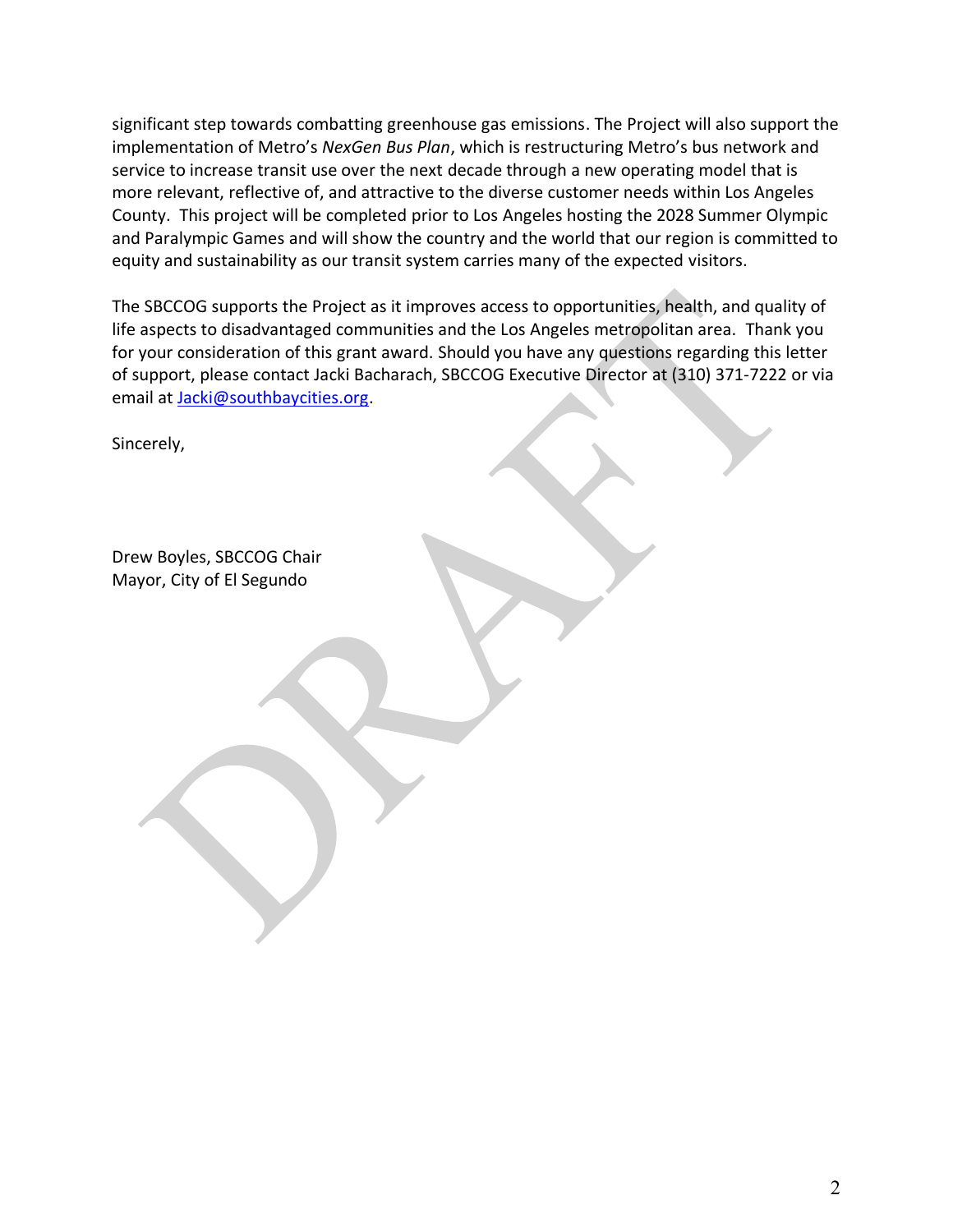significant step towards combatting greenhouse gas emissions. The Project will also support the implementation of Metro's *NexGen Bus Plan*, which is restructuring Metro's bus network and service to increase transit use over the next decade through a new operating model that is more relevant, reflective of, and attractive to the diverse customer needs within Los Angeles County. This project will be completed prior to Los Angeles hosting the 2028 Summer Olympic and Paralympic Games and will show the country and the world that our region is committed to equity and sustainability as our transit system carries many of the expected visitors.

The SBCCOG supports the Project as it improves access to opportunities, health, and quality of life aspects to disadvantaged communities and the Los Angeles metropolitan area. Thank you for your consideration of this grant award. Should you have any questions regarding this letter of support, please contact Jacki Bacharach, SBCCOG Executive Director at (310) 371-7222 or via email at Jacki@southbaycities.org.

Sincerely,

Drew Boyles, SBCCOG Chair
Mayor, City of El Segundo

DRAFT